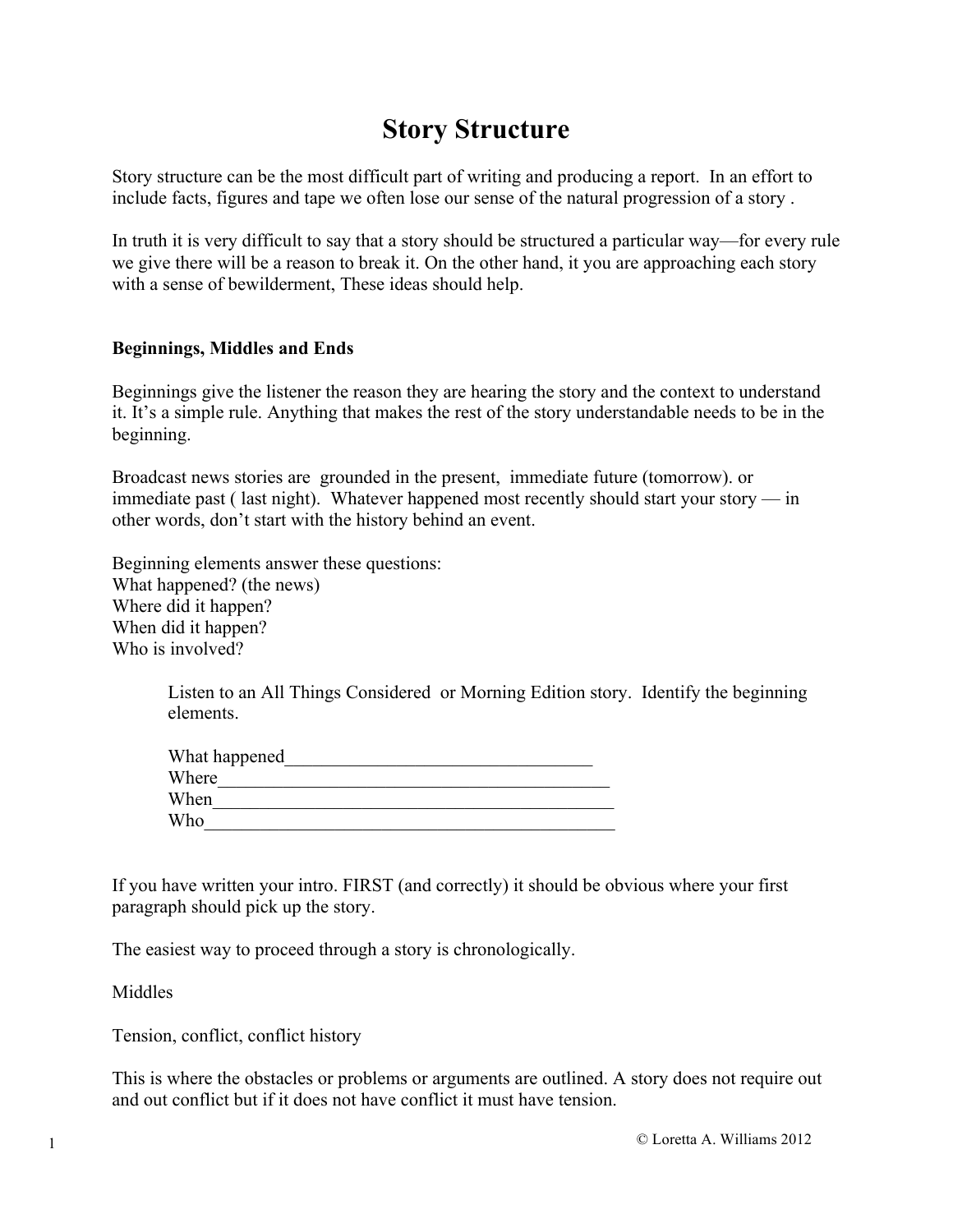# Story Structure

Story structure can be the most difficult part of writing and producing a report. In an effort to include facts, figures and tape we often lose our sense of the natural progression of a story .

In truth it is very difficult to say that a story should be structured a particular way—for every rule we give there will be a reason to break it. On the other hand, it you are approaching each story with a sense of bewilderment, These ideas should help.

**Beginnings, Middles and Ends**

Beginnings give the listener the reason they are hearing the story and the context to understand it. It's a simple rule. Anything that makes the rest of the story understandable needs to be in the beginning.

Broadcast news stories are grounded in the present, immediate future (tomorrow). or immediate past ( last night). Whatever happened most recently should start your story — in other words, don't start with the history behind an event.

Beginning elements answer these questions:
What happened? (the news)
Where did it happen?
When did it happen?
Who is involved?

> Listen to an All Things Considered or Morning Edition story. Identify the beginning elements.
>
> What happened___________________________________
> Where____________________________________________
> When_____________________________________________
> Who______________________________________________

If you have written your intro. FIRST (and correctly) it should be obvious where your first paragraph should pick up the story.

The easiest way to proceed through a story is chronologically.

Middles

Tension, conflict, conflict history

This is where the obstacles or problems or arguments are outlined. A story does not require out and out conflict but if it does not have conflict it must have tension.

© Loretta A. Williams 2012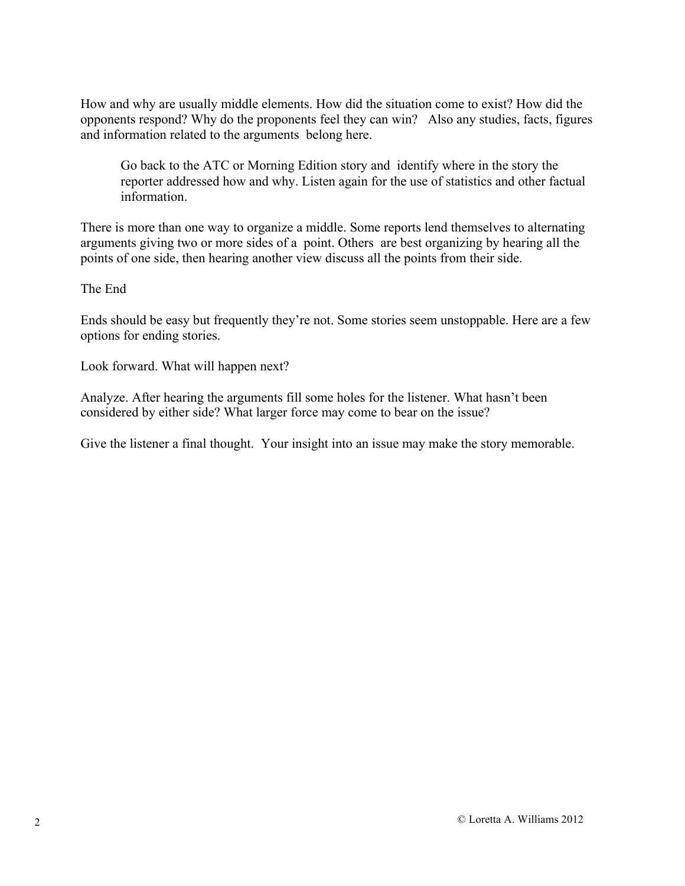How and why are usually middle elements. How did the situation come to exist? How did the opponents respond? Why do the proponents feel they can win? Also any studies, facts, figures and information related to the arguments belong here.

> Go back to the ATC or Morning Edition story and identify where in the story the reporter addressed how and why. Listen again for the use of statistics and other factual information.

There is more than one way to organize a middle. Some reports lend themselves to alternating arguments giving two or more sides of a point. Others are best organizing by hearing all the points of one side, then hearing another view discuss all the points from their side.

## The End

Ends should be easy but frequently they're not. Some stories seem unstoppable. Here are a few options for ending stories.

Look forward. What will happen next?

Analyze. After hearing the arguments fill some holes for the listener. What hasn't been considered by either side? What larger force may come to bear on the issue?

Give the listener a final thought. Your insight into an issue may make the story memorable.

© Loretta A. Williams 2012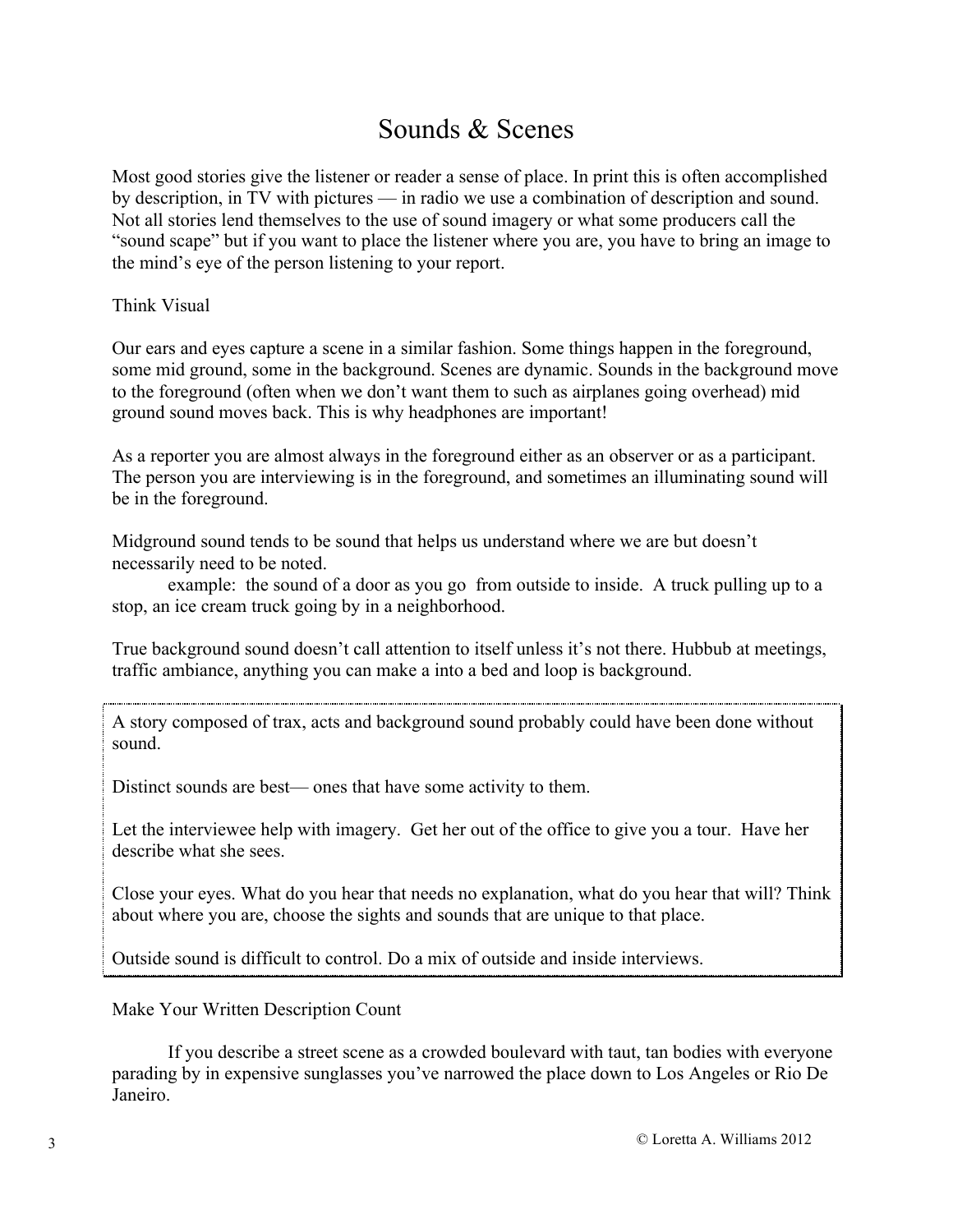# Sounds & Scenes

Most good stories give the listener or reader a sense of place. In print this is often accomplished by description, in TV with pictures — in radio we use a combination of description and sound. Not all stories lend themselves to the use of sound imagery or what some producers call the "sound scape" but if you want to place the listener where you are, you have to bring an image to the mind's eye of the person listening to your report.

## Think Visual

Our ears and eyes capture a scene in a similar fashion. Some things happen in the foreground, some mid ground, some in the background. Scenes are dynamic. Sounds in the background move to the foreground (often when we don't want them to such as airplanes going overhead) mid ground sound moves back. This is why headphones are important!

As a reporter you are almost always in the foreground either as an observer or as a participant. The person you are interviewing is in the foreground, and sometimes an illuminating sound will be in the foreground.

Midground sound tends to be sound that helps us understand where we are but doesn't necessarily need to be noted.

example: the sound of a door as you go from outside to inside. A truck pulling up to a stop, an ice cream truck going by in a neighborhood.

True background sound doesn't call attention to itself unless it's not there. Hubbub at meetings, traffic ambiance, anything you can make a into a bed and loop is background.

> A story composed of trax, acts and background sound probably could have been done without sound.
>
> Distinct sounds are best— ones that have some activity to them.
>
> Let the interviewee help with imagery. Get her out of the office to give you a tour. Have her describe what she sees.
>
> Close your eyes. What do you hear that needs no explanation, what do you hear that will? Think about where you are, choose the sights and sounds that are unique to that place.
>
> Outside sound is difficult to control. Do a mix of outside and inside interviews.

## Make Your Written Description Count

If you describe a street scene as a crowded boulevard with taut, tan bodies with everyone parading by in expensive sunglasses you've narrowed the place down to Los Angeles or Rio De Janeiro.

© Loretta A. Williams 2012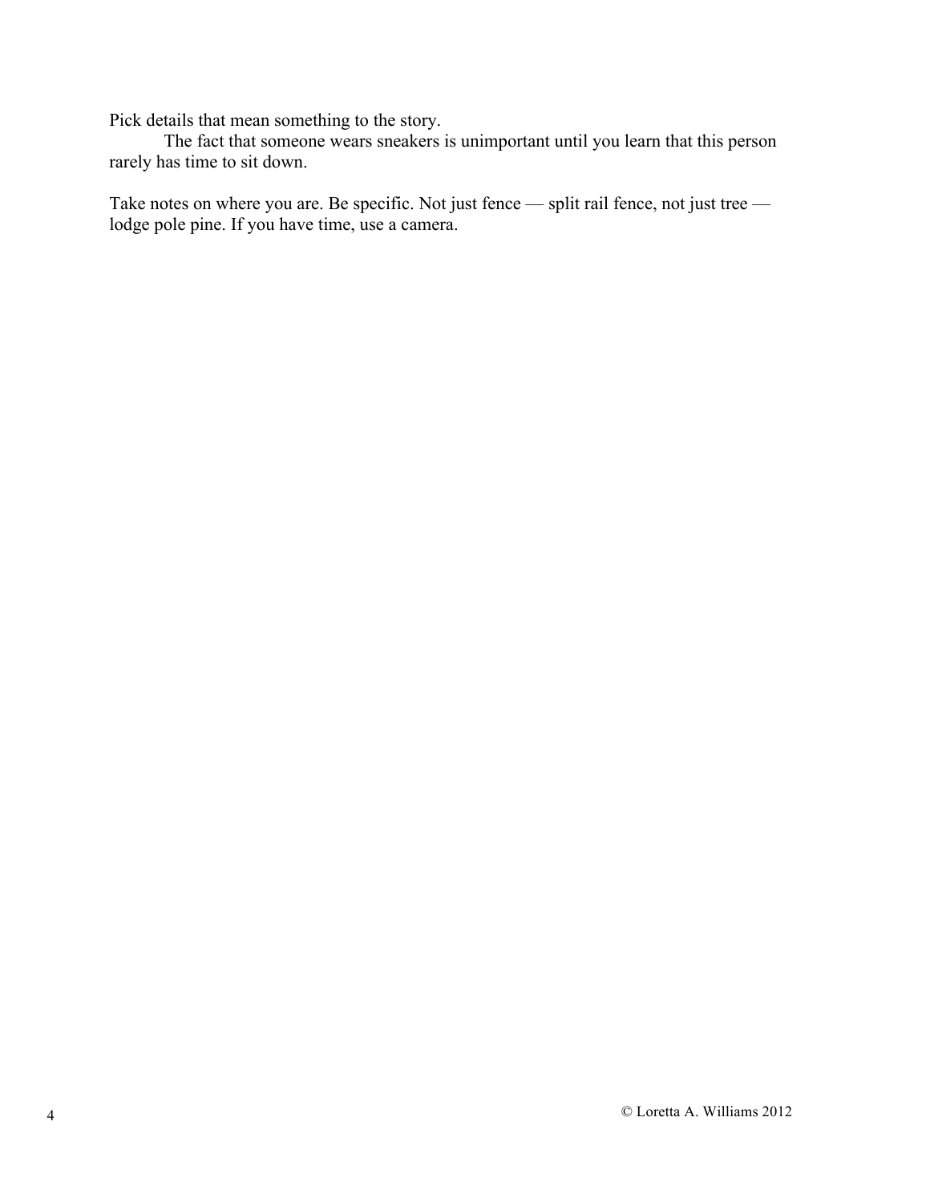Pick details that mean something to the story.

The fact that someone wears sneakers is unimportant until you learn that this person rarely has time to sit down.

Take notes on where you are. Be specific. Not just fence — split rail fence, not just tree — lodge pole pine. If you have time, use a camera.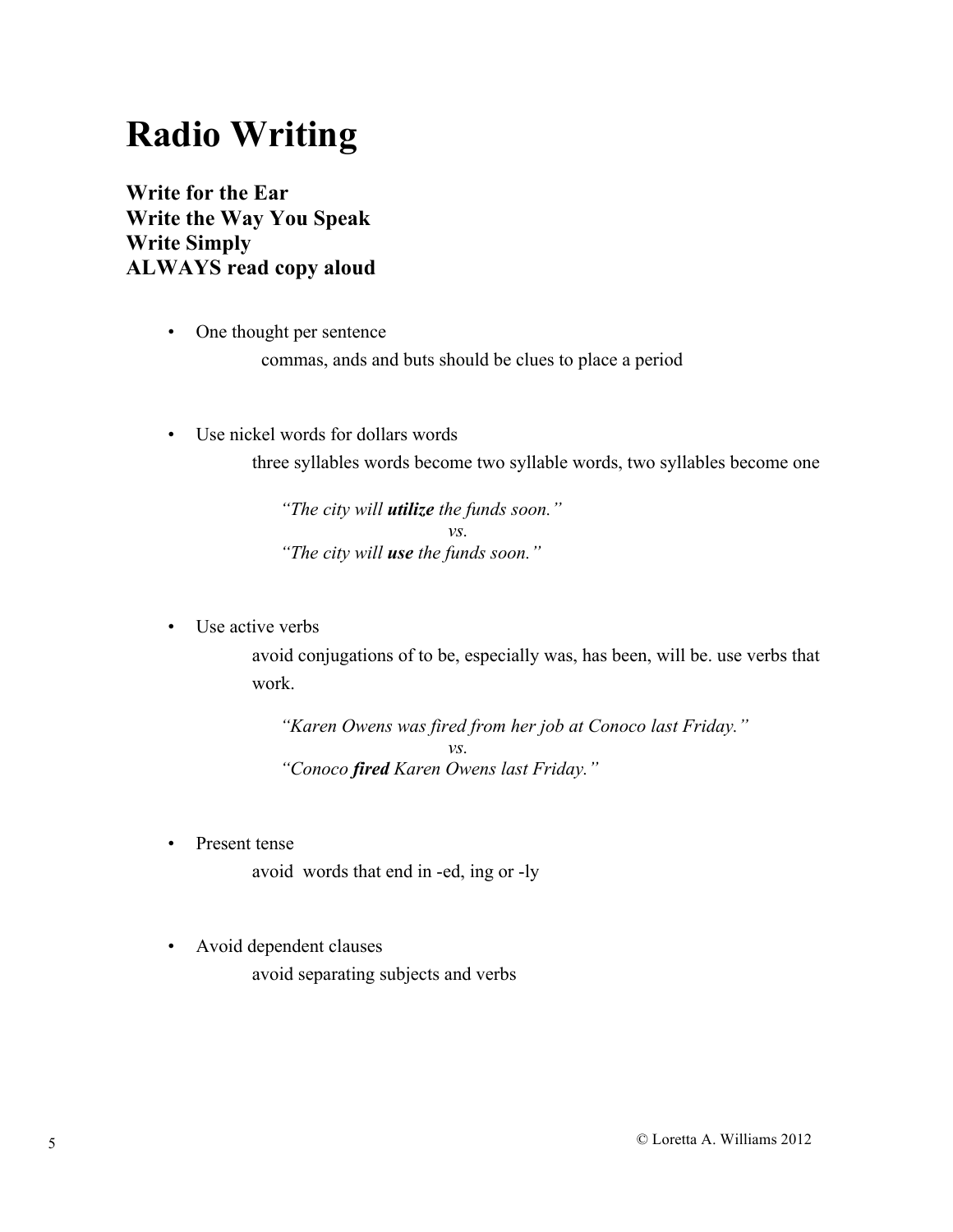# Radio Writing

**Write for the Ear**
**Write the Way You Speak**
**Write Simply**
**ALWAYS read copy aloud**

- One thought per sentence

  commas, ands and buts should be clues to place a period

- Use nickel words for dollars words

  three syllables words become two syllable words, two syllables become one

  *"The city will **utilize** the funds soon."*
  *vs.*
  *"The city will **use** the funds soon."*

- Use active verbs

  avoid conjugations of to be, especially was, has been, will be. use verbs that work.

  *"Karen Owens was fired from her job at Conoco last Friday."*
  *vs.*
  *"Conoco **fired** Karen Owens last Friday."*

- Present tense

  avoid words that end in -ed, ing or -ly

- Avoid dependent clauses

  avoid separating subjects and verbs

© Loretta A. Williams 2012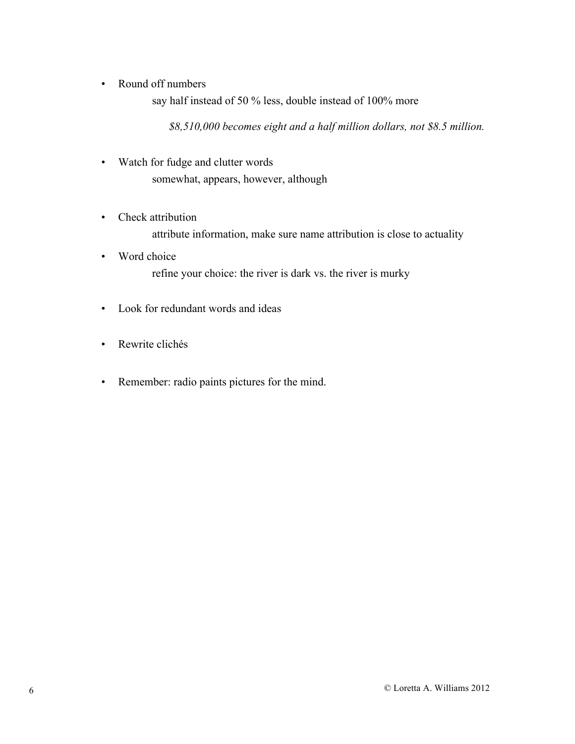- Round off numbers

  say half instead of 50 % less, double instead of 100% more

  *$8,510,000 becomes eight and a half million dollars, not $8.5 million.*

- Watch for fudge and clutter words

  somewhat, appears, however, although

- Check attribution

  attribute information, make sure name attribution is close to actuality

- Word choice

  refine your choice: the river is dark vs. the river is murky

- Look for redundant words and ideas

- Rewrite clichés

- Remember: radio paints pictures for the mind.

© Loretta A. Williams 2012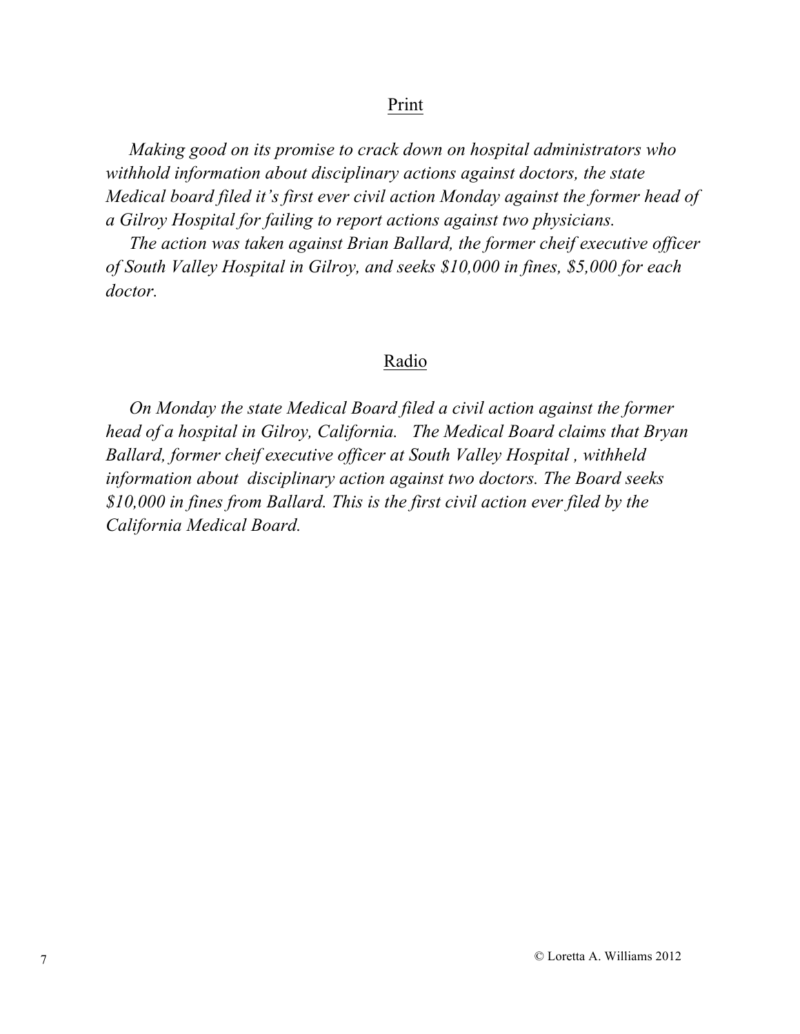Print

*Making good on its promise to crack down on hospital administrators who withhold information about disciplinary actions against doctors, the state Medical board filed it's first ever civil action Monday against the former head of a Gilroy Hospital for failing to report actions against two physicians.*

*The action was taken against Brian Ballard, the former cheif executive officer of South Valley Hospital in Gilroy, and seeks $10,000 in fines, $5,000 for each doctor.*

Radio

*On Monday the state Medical Board filed a civil action against the former head of a hospital in Gilroy, California. The Medical Board claims that Bryan Ballard, former cheif executive officer at South Valley Hospital , withheld information about disciplinary action against two doctors. The Board seeks $10,000 in fines from Ballard. This is the first civil action ever filed by the California Medical Board.*

© Loretta A. Williams 2012